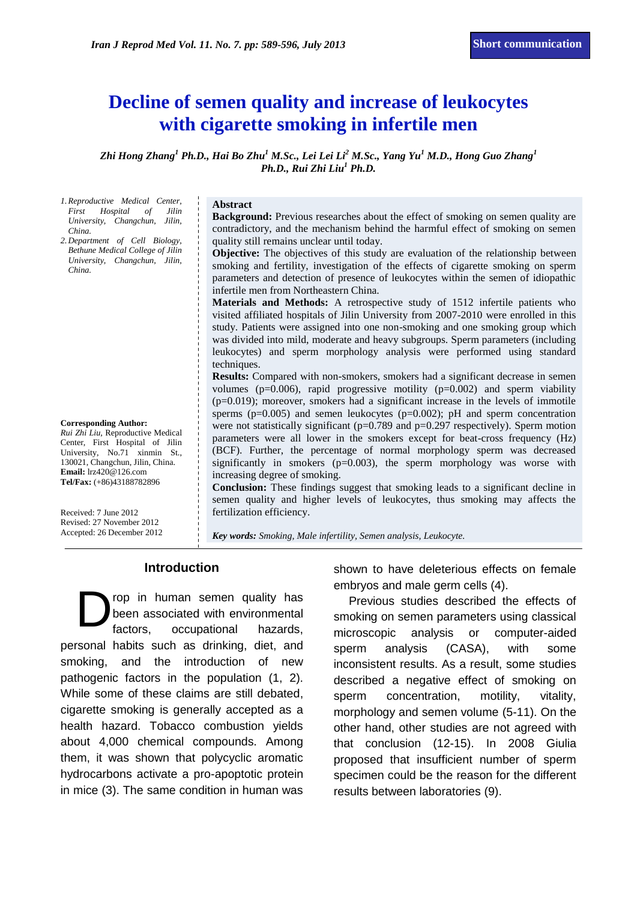Short communication

# Decline of semen quality and increase of leukocytes with cigarette smoking in infertile men

*Zhi Hong Zhang[1] Ph.D., Hai Bo Zhu[1] M.Sc., Lei Lei Li[2] M.Sc., Yang Yu[1] M.D., Hong Guo Zhang[1] Ph.D., Rui Zhi Liu[1] Ph.D.*

1. Reproductive Medical Center, First Hospital of Jilin University, Changchun, Jilin, China.
2. Department of Cell Biology, Bethune Medical College of Jilin University, Changchun, Jilin, China.

**Corresponding Author:**
*Rui Zhi Liu*, Reproductive Medical Center, First Hospital of Jilin University, No.71 xinmin St., 130021, Changchun, Jilin, China.
**Email:** lrz420@126.com
**Tel/Fax:** (+86)43188782896

Received: 7 June 2012
Revised: 27 November 2012
Accepted: 26 December 2012

## Abstract

**Background:** Previous researches about the effect of smoking on semen quality are contradictory, and the mechanism behind the harmful effect of smoking on semen quality still remains unclear until today.

**Objective:** The objectives of this study are evaluation of the relationship between smoking and fertility, investigation of the effects of cigarette smoking on sperm parameters and detection of presence of leukocytes within the semen of idiopathic infertile men from Northeastern China.

**Materials and Methods:** A retrospective study of 1512 infertile patients who visited affiliated hospitals of Jilin University from 2007-2010 were enrolled in this study. Patients were assigned into one non-smoking and one smoking group which was divided into mild, moderate and heavy subgroups. Sperm parameters (including leukocytes) and sperm morphology analysis were performed using standard techniques.

**Results:** Compared with non-smokers, smokers had a significant decrease in semen volumes (p=0.006), rapid progressive motility (p=0.002) and sperm viability (p=0.019); moreover, smokers had a significant increase in the levels of immotile sperms (p=0.005) and semen leukocytes (p=0.002); pH and sperm concentration were not statistically significant (p=0.789 and p=0.297 respectively). Sperm motion parameters were all lower in the smokers except for beat-cross frequency (Hz) (BCF). Further, the percentage of normal morphology sperm was decreased significantly in smokers (p=0.003), the sperm morphology was worse with increasing degree of smoking.

**Conclusion:** These findings suggest that smoking leads to a significant decline in semen quality and higher levels of leukocytes, thus smoking may affects the fertilization efficiency.

***Key words:*** *Smoking, Male infertility, Semen analysis, Leukocyte.*

## Introduction

Drop in human semen quality has been associated with environmental factors, occupational hazards, personal habits such as drinking, diet, and smoking, and the introduction of new pathogenic factors in the population (1, 2). While some of these claims are still debated, cigarette smoking is generally accepted as a health hazard. Tobacco combustion yields about 4,000 chemical compounds. Among them, it was shown that polycyclic aromatic hydrocarbons activate a pro-apoptotic protein in mice (3). The same condition in human was shown to have deleterious effects on female embryos and male germ cells (4).

Previous studies described the effects of smoking on semen parameters using classical microscopic analysis or computer-aided sperm analysis (CASA), with some inconsistent results. As a result, some studies described a negative effect of smoking on sperm concentration, motility, vitality, morphology and semen volume (5-11). On the other hand, other studies are not agreed with that conclusion (12-15). In 2008 Giulia proposed that insufficient number of sperm specimen could be the reason for the different results between laboratories (9).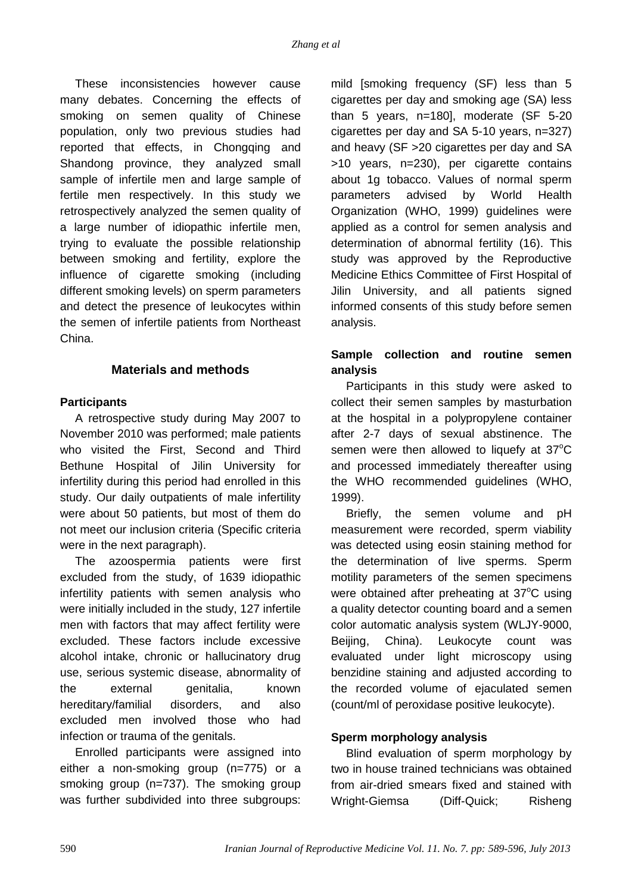These inconsistencies however cause many debates. Concerning the effects of smoking on semen quality of Chinese population, only two previous studies had reported that effects, in Chongqing and Shandong province, they analyzed small sample of infertile men and large sample of fertile men respectively. In this study we retrospectively analyzed the semen quality of a large number of idiopathic infertile men, trying to evaluate the possible relationship between smoking and fertility, explore the influence of cigarette smoking (including different smoking levels) on sperm parameters and detect the presence of leukocytes within the semen of infertile patients from Northeast China.

## Materials and methods

### Participants

A retrospective study during May 2007 to November 2010 was performed; male patients who visited the First, Second and Third Bethune Hospital of Jilin University for infertility during this period had enrolled in this study. Our daily outpatients of male infertility were about 50 patients, but most of them do not meet our inclusion criteria (Specific criteria were in the next paragraph).

The azoospermia patients were first excluded from the study, of 1639 idiopathic infertility patients with semen analysis who were initially included in the study, 127 infertile men with factors that may affect fertility were excluded. These factors include excessive alcohol intake, chronic or hallucinatory drug use, serious systemic disease, abnormality of the external genitalia, known hereditary/familial disorders, and also excluded men involved those who had infection or trauma of the genitals.

Enrolled participants were assigned into either a non-smoking group (n=775) or a smoking group (n=737). The smoking group was further subdivided into three subgroups: mild [smoking frequency (SF) less than 5 cigarettes per day and smoking age (SA) less than 5 years, n=180], moderate (SF 5-20 cigarettes per day and SA 5-10 years, n=327) and heavy (SF >20 cigarettes per day and SA >10 years, n=230), per cigarette contains about 1g tobacco. Values of normal sperm parameters advised by World Health Organization (WHO, 1999) guidelines were applied as a control for semen analysis and determination of abnormal fertility (16). This study was approved by the Reproductive Medicine Ethics Committee of First Hospital of Jilin University, and all patients signed informed consents of this study before semen analysis.

### Sample collection and routine semen analysis

Participants in this study were asked to collect their semen samples by masturbation at the hospital in a polypropylene container after 2-7 days of sexual abstinence. The semen were then allowed to liquefy at $37^{o}C$ and processed immediately thereafter using the WHO recommended guidelines (WHO, 1999).

Briefly, the semen volume and pH measurement were recorded, sperm viability was detected using eosin staining method for the determination of live sperms. Sperm motility parameters of the semen specimens were obtained after preheating at $37^{o}C$ using a quality detector counting board and a semen color automatic analysis system (WLJY-9000, Beijing, China). Leukocyte count was evaluated under light microscopy using benzidine staining and adjusted according to the recorded volume of ejaculated semen (count/ml of peroxidase positive leukocyte).

### Sperm morphology analysis

Blind evaluation of sperm morphology by two in house trained technicians was obtained from air-dried smears fixed and stained with Wright-Giemsa (Diff-Quick; Risheng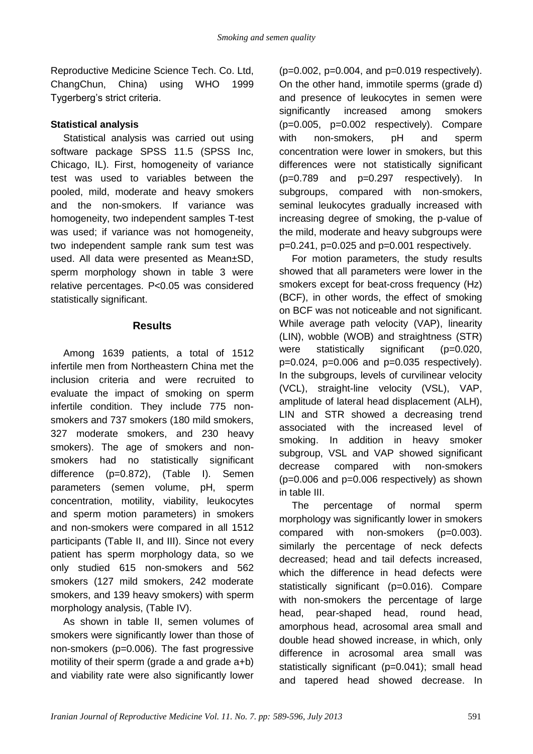Reproductive Medicine Science Tech. Co. Ltd, ChangChun, China) using WHO 1999 Tygerberg's strict criteria.

**Statistical analysis**

Statistical analysis was carried out using software package SPSS 11.5 (SPSS Inc, Chicago, IL). First, homogeneity of variance test was used to variables between the pooled, mild, moderate and heavy smokers and the non-smokers. If variance was homogeneity, two independent samples T-test was used; if variance was not homogeneity, two independent sample rank sum test was used. All data were presented as Mean±SD, sperm morphology shown in table 3 were relative percentages. P<0.05 was considered statistically significant.

## Results

Among 1639 patients, a total of 1512 infertile men from Northeastern China met the inclusion criteria and were recruited to evaluate the impact of smoking on sperm infertile condition. They include 775 non-smokers and 737 smokers (180 mild smokers, 327 moderate smokers, and 230 heavy smokers). The age of smokers and non-smokers had no statistically significant difference (p=0.872), (Table I). Semen parameters (semen volume, pH, sperm concentration, motility, viability, leukocytes and sperm motion parameters) in smokers and non-smokers were compared in all 1512 participants (Table II, and III). Since not every patient has sperm morphology data, so we only studied 615 non-smokers and 562 smokers (127 mild smokers, 242 moderate smokers, and 139 heavy smokers) with sperm morphology analysis, (Table IV).

As shown in table II, semen volumes of smokers were significantly lower than those of non-smokers (p=0.006). The fast progressive motility of their sperm (grade a and grade a+b) and viability rate were also significantly lower (p=0.002, p=0.004, and p=0.019 respectively). On the other hand, immotile sperms (grade d) and presence of leukocytes in semen were significantly increased among smokers (p=0.005, p=0.002 respectively). Compare with non-smokers, pH and sperm concentration were lower in smokers, but this differences were not statistically significant (p=0.789 and p=0.297 respectively). In subgroups, compared with non-smokers, seminal leukocytes gradually increased with increasing degree of smoking, the p-value of the mild, moderate and heavy subgroups were p=0.241, p=0.025 and p=0.001 respectively.

For motion parameters, the study results showed that all parameters were lower in the smokers except for beat-cross frequency (Hz) (BCF), in other words, the effect of smoking on BCF was not noticeable and not significant. While average path velocity (VAP), linearity (LIN), wobble (WOB) and straightness (STR) were statistically significant (p=0.020, p=0.024, p=0.006 and p=0.035 respectively). In the subgroups, levels of curvilinear velocity (VCL), straight-line velocity (VSL), VAP, amplitude of lateral head displacement (ALH), LIN and STR showed a decreasing trend associated with the increased level of smoking. In addition in heavy smoker subgroup, VSL and VAP showed significant decrease compared with non-smokers (p=0.006 and p=0.006 respectively) as shown in table III.

The percentage of normal sperm morphology was significantly lower in smokers compared with non-smokers (p=0.003). similarly the percentage of neck defects decreased; head and tail defects increased, which the difference in head defects were statistically significant (p=0.016). Compare with non-smokers the percentage of large head, pear-shaped head, round head, amorphous head, acrosomal area small and double head showed increase, in which, only difference in acrosomal area small was statistically significant (p=0.041); small head and tapered head showed decrease. In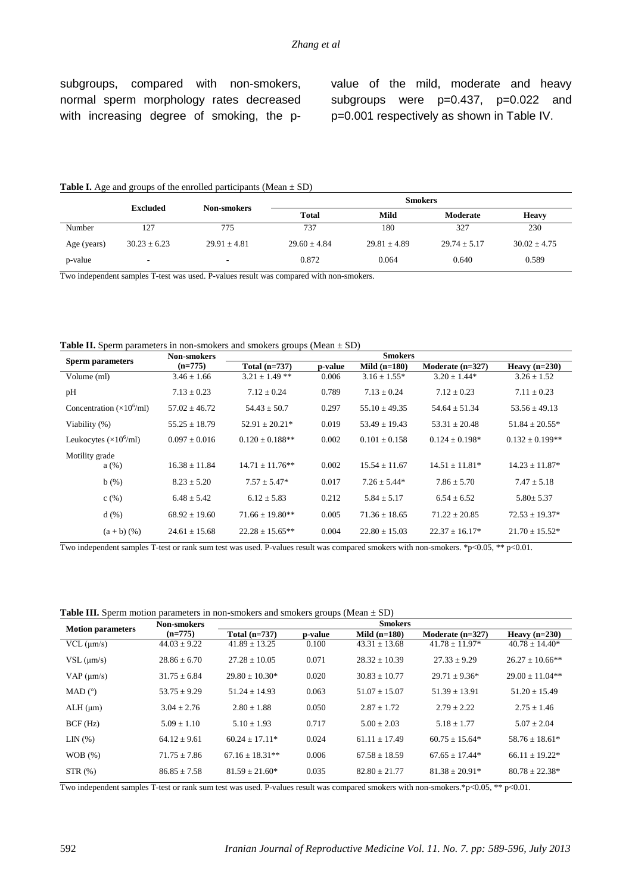subgroups, compared with non-smokers, normal sperm morphology rates decreased with increasing degree of smoking, the p-value of the mild, moderate and heavy subgroups were p=0.437, p=0.022 and p=0.001 respectively as shown in Table IV.

**Table I.** Age and groups of the enrolled participants (Mean ± SD)

| | Excluded | Non-smokers | Smokers | | | |
|---|---|---|---|---|---|---|
| | | | Total | Mild | Moderate | Heavy |
| Number | 127 | 775 | 737 | 180 | 327 | 230 |
| Age (years) | 30.23 ± 6.23 | 29.91 ± 4.81 | 29.60 ± 4.84 | 29.81 ± 4.89 | 29.74 ± 5.17 | 30.02 ± 4.75 |
| p-value | - | - | 0.872 | 0.064 | 0.640 | 0.589 |

Two independent samples T-test was used. P-values result was compared with non-smokers.

**Table II.** Sperm parameters in non-smokers and smokers groups (Mean ± SD)

| Sperm parameters | Non-smokers (n=775) | Smokers | | | | |
|---|---|---|---|---|---|---|
| | | Total (n=737) | p-value | Mild (n=180) | Moderate (n=327) | Heavy (n=230) |
| Volume (ml) | 3.46 ± 1.66 | 3.21 ± 1.49 ** | 0.006 | 3.16 ± 1.55* | 3.20 ± 1.44* | 3.26 ± 1.52 |
| pH | 7.13 ± 0.23 | 7.12 ± 0.24 | 0.789 | 7.13 ± 0.24 | 7.12 ± 0.23 | 7.11 ± 0.23 |
| Concentration ($\times 10^6$/ml) | 57.02 ± 46.72 | 54.43 ± 50.7 | 0.297 | 55.10 ± 49.35 | 54.64 ± 51.34 | 53.56 ± 49.13 |
| Viability (%) | 55.25 ± 18.79 | 52.91 ± 20.21* | 0.019 | 53.49 ± 19.43 | 53.31 ± 20.48 | 51.84 ± 20.55* |
| Leukocytes ($\times 10^6$/ml) | 0.097 ± 0.016 | 0.120 ± 0.188** | 0.002 | 0.101 ± 0.158 | 0.124 ± 0.198* | 0.132 ± 0.199** |
| Motility grade | | | | | | |
| a (%) | 16.38 ± 11.84 | 14.71 ± 11.76** | 0.002 | 15.54 ± 11.67 | 14.51 ± 11.81* | 14.23 ± 11.87* |
| b (%) | 8.23 ± 5.20 | 7.57 ± 5.47* | 0.017 | 7.26 ± 5.44* | 7.86 ± 5.70 | 7.47 ± 5.18 |
| c (%) | 6.48 ± 5.42 | 6.12 ± 5.83 | 0.212 | 5.84 ± 5.17 | 6.54 ± 6.52 | 5.80± 5.37 |
| d (%) | 68.92 ± 19.60 | 71.66 ± 19.80** | 0.005 | 71.36 ± 18.65 | 71.22 ± 20.85 | 72.53 ± 19.37* |
| (a + b) (%) | 24.61 ± 15.68 | 22.28 ± 15.65** | 0.004 | 22.80 ± 15.03 | 22.37 ± 16.17* | 21.70 ± 15.52* |

Two independent samples T-test or rank sum test was used. P-values result was compared smokers with non-smokers. *p<0.05, ** p<0.01.

**Table III.** Sperm motion parameters in non-smokers and smokers groups (Mean ± SD)

| Motion parameters | Non-smokers (n=775) | Smokers | | | | |
|---|---|---|---|---|---|---|
| | | Total (n=737) | p-value | Mild (n=180) | Moderate (n=327) | Heavy (n=230) |
| VCL (μm/s) | 44.03 ± 9.22 | 41.89 ± 13.25 | 0.100 | 43.31 ± 13.68 | 41.78 ± 11.97* | 40.78 ± 14.40* |
| VSL (μm/s) | 28.86 ± 6.70 | 27.28 ± 10.05 | 0.071 | 28.32 ± 10.39 | 27.33 ± 9.29 | 26.27 ± 10.66** |
| VAP (μm/s) | 31.75 ± 6.84 | 29.80 ± 10.30* | 0.020 | 30.83 ± 10.77 | 29.71 ± 9.36* | 29.00 ± 11.04** |
| MAD (°) | 53.75 ± 9.29 | 51.24 ± 14.93 | 0.063 | 51.07 ± 15.07 | 51.39 ± 13.91 | 51.20 ± 15.49 |
| ALH (μm) | 3.04 ± 2.76 | 2.80 ± 1.88 | 0.050 | 2.87 ± 1.72 | 2.79 ± 2.22 | 2.75 ± 1.46 |
| BCF (Hz) | 5.09 ± 1.10 | 5.10 ± 1.93 | 0.717 | 5.00 ± 2.03 | 5.18 ± 1.77 | 5.07 ± 2.04 |
| LIN (%) | 64.12 ± 9.61 | 60.24 ± 17.11* | 0.024 | 61.11 ± 17.49 | 60.75 ± 15.64* | 58.76 ± 18.61* |
| WOB (%) | 71.75 ± 7.86 | 67.16 ± 18.31** | 0.006 | 67.58 ± 18.59 | 67.65 ± 17.44* | 66.11 ± 19.22* |
| STR (%) | 86.85 ± 7.58 | 81.59 ± 21.60* | 0.035 | 82.80 ± 21.77 | 81.38 ± 20.91* | 80.78 ± 22.38* |

Two independent samples T-test or rank sum test was used. P-values result was compared smokers with non-smokers.*p<0.05, ** p<0.01.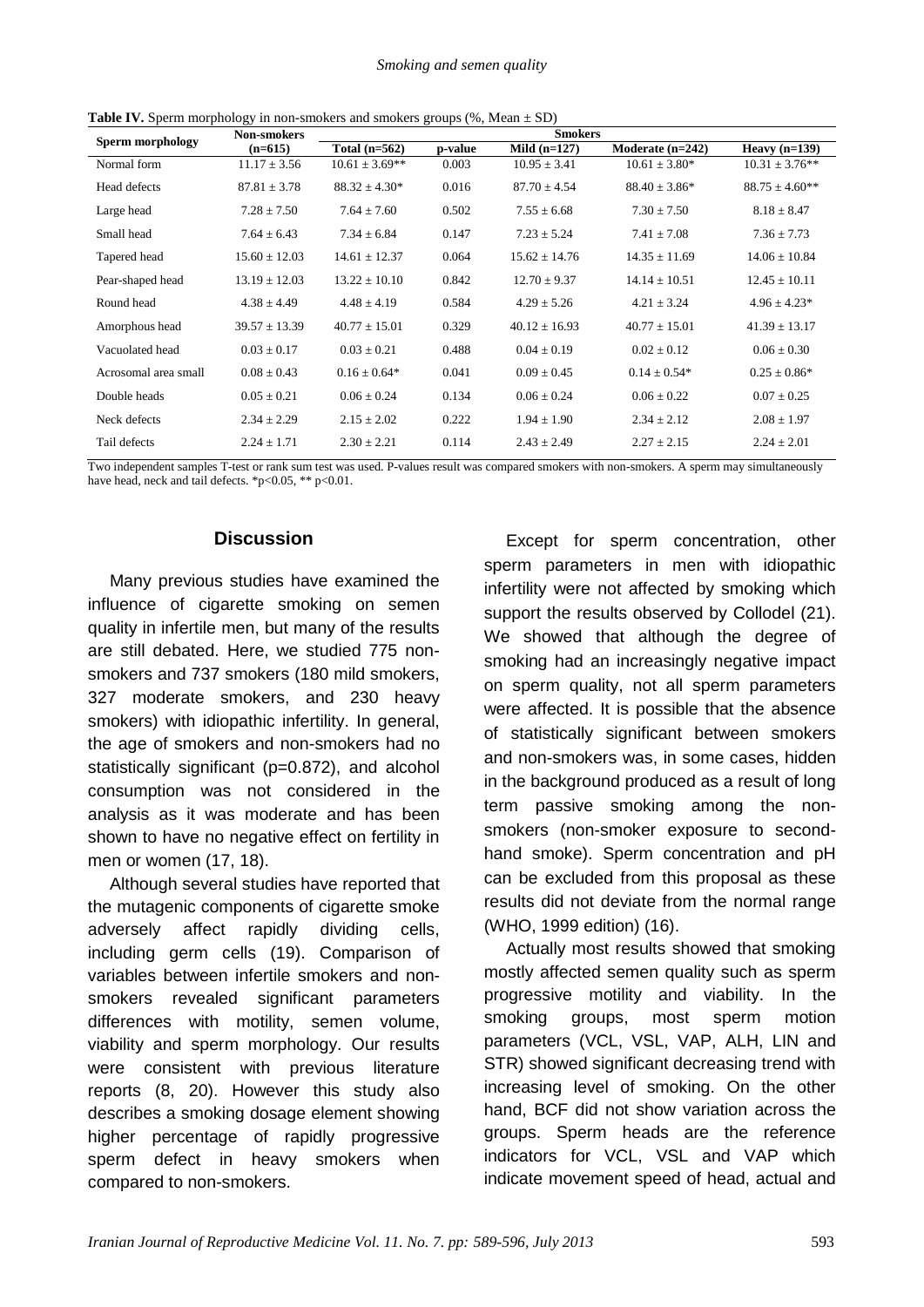**Table IV.** Sperm morphology in non-smokers and smokers groups (%, Mean ± SD)

| Sperm morphology | Non-smokers (n=615) | Smokers | | | | |
|---|---|---|---|---|---|---|
| | | Total (n=562) | p-value | Mild (n=127) | Moderate (n=242) | Heavy (n=139) |
| Normal form | 11.17 ± 3.56 | 10.61 ± 3.69** | 0.003 | 10.95 ± 3.41 | 10.61 ± 3.80* | 10.31 ± 3.76** |
| Head defects | 87.81 ± 3.78 | 88.32 ± 4.30* | 0.016 | 87.70 ± 4.54 | 88.40 ± 3.86* | 88.75 ± 4.60** |
| Large head | 7.28 ± 7.50 | 7.64 ± 7.60 | 0.502 | 7.55 ± 6.68 | 7.30 ± 7.50 | 8.18 ± 8.47 |
| Small head | 7.64 ± 6.43 | 7.34 ± 6.84 | 0.147 | 7.23 ± 5.24 | 7.41 ± 7.08 | 7.36 ± 7.73 |
| Tapered head | 15.60 ± 12.03 | 14.61 ± 12.37 | 0.064 | 15.62 ± 14.76 | 14.35 ± 11.69 | 14.06 ± 10.84 |
| Pear-shaped head | 13.19 ± 12.03 | 13.22 ± 10.10 | 0.842 | 12.70 ± 9.37 | 14.14 ± 10.51 | 12.45 ± 10.11 |
| Round head | 4.38 ± 4.49 | 4.48 ± 4.19 | 0.584 | 4.29 ± 5.26 | 4.21 ± 3.24 | 4.96 ± 4.23* |
| Amorphous head | 39.57 ± 13.39 | 40.77 ± 15.01 | 0.329 | 40.12 ± 16.93 | 40.77 ± 15.01 | 41.39 ± 13.17 |
| Vacuolated head | 0.03 ± 0.17 | 0.03 ± 0.21 | 0.488 | 0.04 ± 0.19 | 0.02 ± 0.12 | 0.06 ± 0.30 |
| Acrosomal area small | 0.08 ± 0.43 | 0.16 ± 0.64* | 0.041 | 0.09 ± 0.45 | 0.14 ± 0.54* | 0.25 ± 0.86* |
| Double heads | 0.05 ± 0.21 | 0.06 ± 0.24 | 0.134 | 0.06 ± 0.24 | 0.06 ± 0.22 | 0.07 ± 0.25 |
| Neck defects | 2.34 ± 2.29 | 2.15 ± 2.02 | 0.222 | 1.94 ± 1.90 | 2.34 ± 2.12 | 2.08 ± 1.97 |
| Tail defects | 2.24 ± 1.71 | 2.30 ± 2.21 | 0.114 | 2.43 ± 2.49 | 2.27 ± 2.15 | 2.24 ± 2.01 |

Two independent samples T-test or rank sum test was used. P-values result was compared smokers with non-smokers. A sperm may simultaneously have head, neck and tail defects. *p<0.05, ** p<0.01.

## Discussion

Many previous studies have examined the influence of cigarette smoking on semen quality in infertile men, but many of the results are still debated. Here, we studied 775 non-smokers and 737 smokers (180 mild smokers, 327 moderate smokers, and 230 heavy smokers) with idiopathic infertility. In general, the age of smokers and non-smokers had no statistically significant (p=0.872), and alcohol consumption was not considered in the analysis as it was moderate and has been shown to have no negative effect on fertility in men or women (17, 18).

Although several studies have reported that the mutagenic components of cigarette smoke adversely affect rapidly dividing cells, including germ cells (19). Comparison of variables between infertile smokers and non-smokers revealed significant parameters differences with motility, semen volume, viability and sperm morphology. Our results were consistent with previous literature reports (8, 20). However this study also describes a smoking dosage element showing higher percentage of rapidly progressive sperm defect in heavy smokers when compared to non-smokers.

Except for sperm concentration, other sperm parameters in men with idiopathic infertility were not affected by smoking which support the results observed by Collodel (21). We showed that although the degree of smoking had an increasingly negative impact on sperm quality, not all sperm parameters were affected. It is possible that the absence of statistically significant between smokers and non-smokers was, in some cases, hidden in the background produced as a result of long term passive smoking among the non-smokers (non-smoker exposure to second-hand smoke). Sperm concentration and pH can be excluded from this proposal as these results did not deviate from the normal range (WHO, 1999 edition) (16).

Actually most results showed that smoking mostly affected semen quality such as sperm progressive motility and viability. In the smoking groups, most sperm motion parameters (VCL, VSL, VAP, ALH, LIN and STR) showed significant decreasing trend with increasing level of smoking. On the other hand, BCF did not show variation across the groups. Sperm heads are the reference indicators for VCL, VSL and VAP which indicate movement speed of head, actual and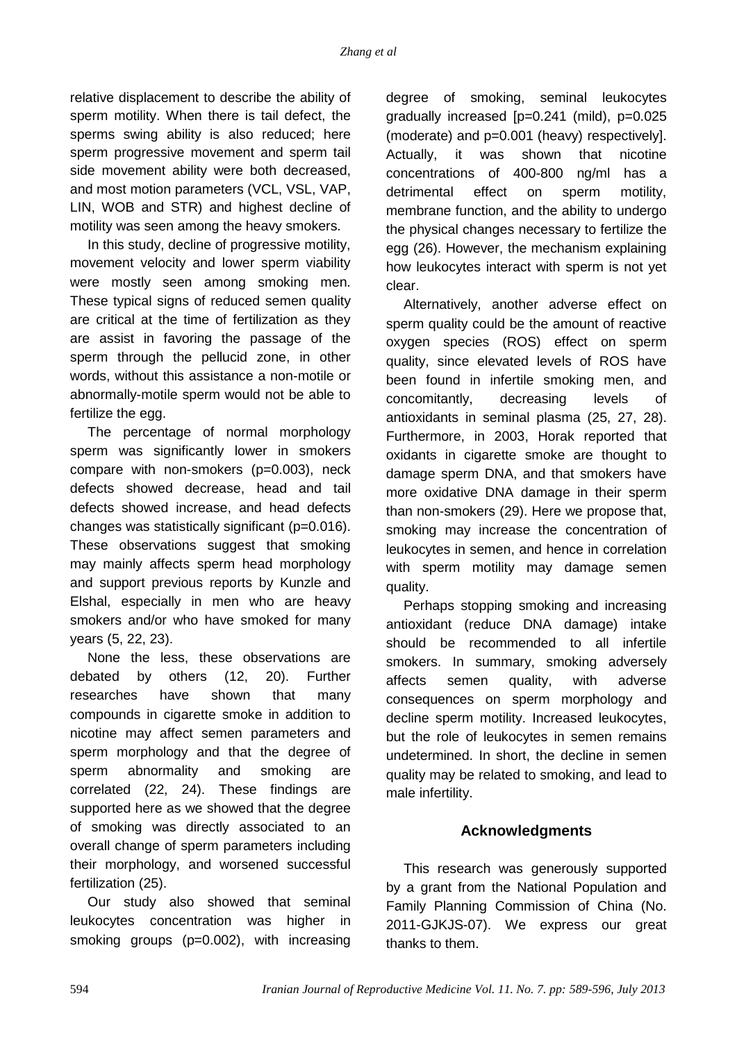relative displacement to describe the ability of sperm motility. When there is tail defect, the sperms swing ability is also reduced; here sperm progressive movement and sperm tail side movement ability were both decreased, and most motion parameters (VCL, VSL, VAP, LIN, WOB and STR) and highest decline of motility was seen among the heavy smokers.

In this study, decline of progressive motility, movement velocity and lower sperm viability were mostly seen among smoking men. These typical signs of reduced semen quality are critical at the time of fertilization as they are assist in favoring the passage of the sperm through the pellucid zone, in other words, without this assistance a non-motile or abnormally-motile sperm would not be able to fertilize the egg.

The percentage of normal morphology sperm was significantly lower in smokers compare with non-smokers (p=0.003), neck defects showed decrease, head and tail defects showed increase, and head defects changes was statistically significant (p=0.016). These observations suggest that smoking may mainly affects sperm head morphology and support previous reports by Kunzle and Elshal, especially in men who are heavy smokers and/or who have smoked for many years (5, 22, 23).

None the less, these observations are debated by others (12, 20). Further researches have shown that many compounds in cigarette smoke in addition to nicotine may affect semen parameters and sperm morphology and that the degree of sperm abnormality and smoking are correlated (22, 24). These findings are supported here as we showed that the degree of smoking was directly associated to an overall change of sperm parameters including their morphology, and worsened successful fertilization (25).

Our study also showed that seminal leukocytes concentration was higher in smoking groups (p=0.002), with increasing degree of smoking, seminal leukocytes gradually increased [p=0.241 (mild), p=0.025 (moderate) and p=0.001 (heavy) respectively]. Actually, it was shown that nicotine concentrations of 400-800 ng/ml has a detrimental effect on sperm motility, membrane function, and the ability to undergo the physical changes necessary to fertilize the egg (26). However, the mechanism explaining how leukocytes interact with sperm is not yet clear.

Alternatively, another adverse effect on sperm quality could be the amount of reactive oxygen species (ROS) effect on sperm quality, since elevated levels of ROS have been found in infertile smoking men, and concomitantly, decreasing levels of antioxidants in seminal plasma (25, 27, 28). Furthermore, in 2003, Horak reported that oxidants in cigarette smoke are thought to damage sperm DNA, and that smokers have more oxidative DNA damage in their sperm than non-smokers (29). Here we propose that, smoking may increase the concentration of leukocytes in semen, and hence in correlation with sperm motility may damage semen quality.

Perhaps stopping smoking and increasing antioxidant (reduce DNA damage) intake should be recommended to all infertile smokers. In summary, smoking adversely affects semen quality, with adverse consequences on sperm morphology and decline sperm motility. Increased leukocytes, but the role of leukocytes in semen remains undetermined. In short, the decline in semen quality may be related to smoking, and lead to male infertility.

## Acknowledgments

This research was generously supported by a grant from the National Population and Family Planning Commission of China (No. 2011-GJKJS-07). We express our great thanks to them.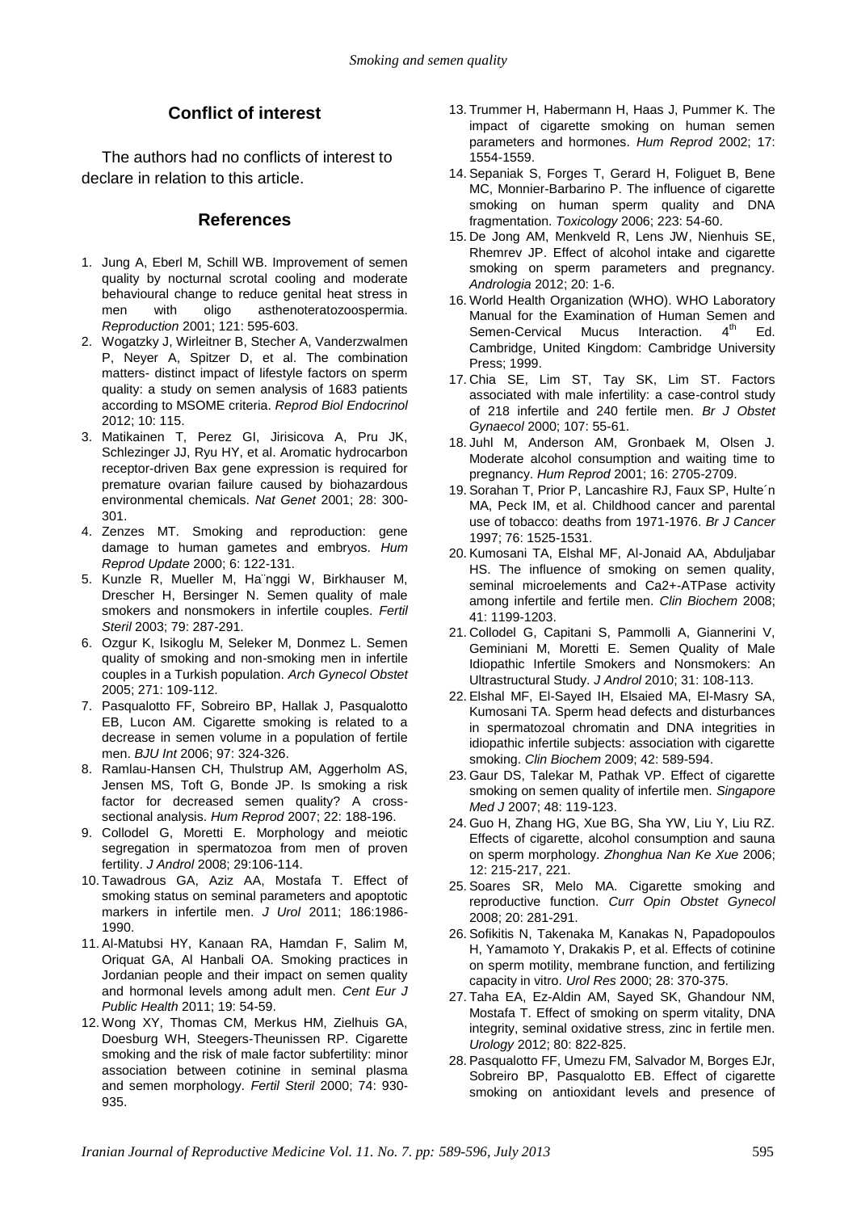## Conflict of interest

The authors had no conflicts of interest to declare in relation to this article.

## References

1. Jung A, Eberl M, Schill WB. Improvement of semen quality by nocturnal scrotal cooling and moderate behavioural change to reduce genital heat stress in men with oligo asthenoteratozoospermia. *Reproduction* 2001; 121: 595-603.
2. Wogatzky J, Wirleitner B, Stecher A, Vanderzwalmen P, Neyer A, Spitzer D, et al. The combination matters- distinct impact of lifestyle factors on sperm quality: a study on semen analysis of 1683 patients according to MSOME criteria. *Reprod Biol Endocrinol* 2012; 10: 115.
3. Matikainen T, Perez GI, Jirisicova A, Pru JK, Schlezinger JJ, Ryu HY, et al. Aromatic hydrocarbon receptor-driven Bax gene expression is required for premature ovarian failure caused by biohazardous environmental chemicals. *Nat Genet* 2001; 28: 300-301.
4. Zenzes MT. Smoking and reproduction: gene damage to human gametes and embryos. *Hum Reprod Update* 2000; 6: 122-131.
5. Kunzle R, Mueller M, Ha¨nggi W, Birkhauser M, Drescher H, Bersinger N. Semen quality of male smokers and nonsmokers in infertile couples. *Fertil Steril* 2003; 79: 287-291.
6. Ozgur K, Isikoglu M, Seleker M, Donmez L. Semen quality of smoking and non-smoking men in infertile couples in a Turkish population. *Arch Gynecol Obstet* 2005; 271: 109-112.
7. Pasqualotto FF, Sobreiro BP, Hallak J, Pasqualotto EB, Lucon AM. Cigarette smoking is related to a decrease in semen volume in a population of fertile men. *BJU Int* 2006; 97: 324-326.
8. Ramlau-Hansen CH, Thulstrup AM, Aggerholm AS, Jensen MS, Toft G, Bonde JP. Is smoking a risk factor for decreased semen quality? A cross-sectional analysis. *Hum Reprod* 2007; 22: 188-196.
9. Collodel G, Moretti E. Morphology and meiotic segregation in spermatozoa from men of proven fertility. *J Androl* 2008; 29:106-114.
10. Tawadrous GA, Aziz AA, Mostafa T. Effect of smoking status on seminal parameters and apoptotic markers in infertile men. *J Urol* 2011; 186:1986-1990.
11. Al-Matubsi HY, Kanaan RA, Hamdan F, Salim M, Oriquat GA, Al Hanbali OA. Smoking practices in Jordanian people and their impact on semen quality and hormonal levels among adult men. *Cent Eur J Public Health* 2011; 19: 54-59.
12. Wong XY, Thomas CM, Merkus HM, Zielhuis GA, Doesburg WH, Steegers-Theunissen RP. Cigarette smoking and the risk of male factor subfertility: minor association between cotinine in seminal plasma and semen morphology. *Fertil Steril* 2000; 74: 930-935.
13. Trummer H, Habermann H, Haas J, Pummer K. The impact of cigarette smoking on human semen parameters and hormones. *Hum Reprod* 2002; 17: 1554-1559.
14. Sepaniak S, Forges T, Gerard H, Foliguet B, Bene MC, Monnier-Barbarino P. The influence of cigarette smoking on human sperm quality and DNA fragmentation. *Toxicology* 2006; 223: 54-60.
15. De Jong AM, Menkveld R, Lens JW, Nienhuis SE, Rhemrev JP. Effect of alcohol intake and cigarette smoking on sperm parameters and pregnancy. *Andrologia* 2012; 20: 1-6.
16. World Health Organization (WHO). WHO Laboratory Manual for the Examination of Human Semen and Semen-Cervical Mucus Interaction. 4th Ed. Cambridge, United Kingdom: Cambridge University Press; 1999.
17. Chia SE, Lim ST, Tay SK, Lim ST. Factors associated with male infertility: a case-control study of 218 infertile and 240 fertile men. *Br J Obstet Gynaecol* 2000; 107: 55-61.
18. Juhl M, Anderson AM, Gronbaek M, Olsen J. Moderate alcohol consumption and waiting time to pregnancy. *Hum Reprod* 2001; 16: 2705-2709.
19. Sorahan T, Prior P, Lancashire RJ, Faux SP, Hulte´n MA, Peck IM, et al. Childhood cancer and parental use of tobacco: deaths from 1971-1976. *Br J Cancer* 1997; 76: 1525-1531.
20. Kumosani TA, Elshal MF, Al-Jonaid AA, Abduljabar HS. The influence of smoking on semen quality, seminal microelements and Ca2+-ATPase activity among infertile and fertile men. *Clin Biochem* 2008; 41: 1199-1203.
21. Collodel G, Capitani S, Pammolli A, Giannerini V, Geminiani M, Moretti E. Semen Quality of Male Idiopathic Infertile Smokers and Nonsmokers: An Ultrastructural Study. *J Androl* 2010; 31: 108-113.
22. Elshal MF, El-Sayed IH, Elsaied MA, El-Masry SA, Kumosani TA. Sperm head defects and disturbances in spermatozoal chromatin and DNA integrities in idiopathic infertile subjects: association with cigarette smoking. *Clin Biochem* 2009; 42: 589-594.
23. Gaur DS, Talekar M, Pathak VP. Effect of cigarette smoking on semen quality of infertile men. *Singapore Med J* 2007; 48: 119-123.
24. Guo H, Zhang HG, Xue BG, Sha YW, Liu Y, Liu RZ. Effects of cigarette, alcohol consumption and sauna on sperm morphology. *Zhonghua Nan Ke Xue* 2006; 12: 215-217, 221.
25. Soares SR, Melo MA. Cigarette smoking and reproductive function. *Curr Opin Obstet Gynecol* 2008; 20: 281-291.
26. Sofikitis N, Takenaka M, Kanakas N, Papadopoulos H, Yamamoto Y, Drakakis P, et al. Effects of cotinine on sperm motility, membrane function, and fertilizing capacity in vitro. *Urol Res* 2000; 28: 370-375.
27. Taha EA, Ez-Aldin AM, Sayed SK, Ghandour NM, Mostafa T. Effect of smoking on sperm vitality, DNA integrity, seminal oxidative stress, zinc in fertile men. *Urology* 2012; 80: 822-825.
28. Pasqualotto FF, Umezu FM, Salvador M, Borges EJr, Sobreiro BP, Pasqualotto EB. Effect of cigarette smoking on antioxidant levels and presence of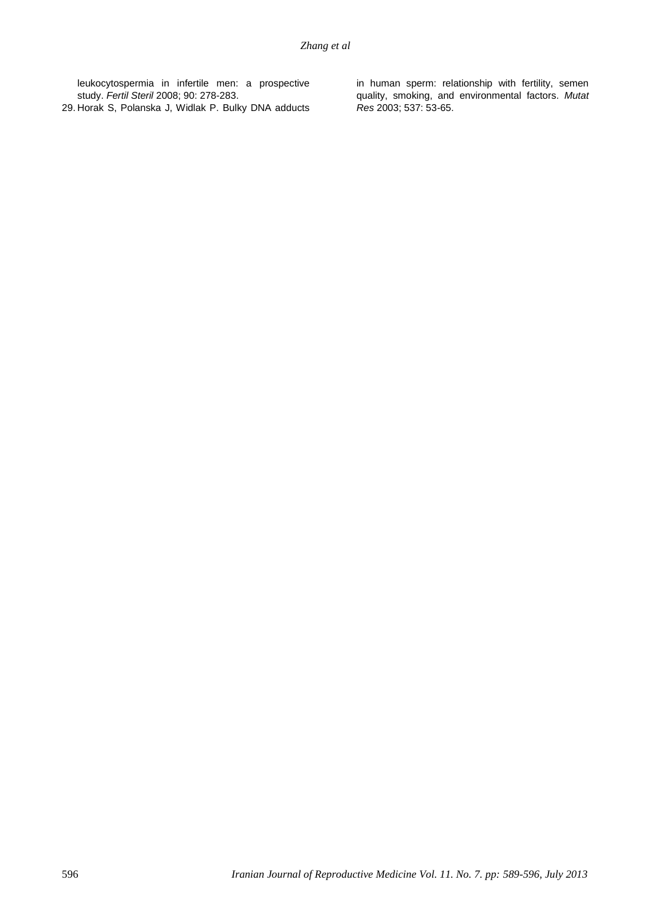leukocytospermia in infertile men: a prospective study. *Fertil Steril* 2008; 90: 278-283.

29. Horak S, Polanska J, Widlak P. Bulky DNA adducts in human sperm: relationship with fertility, semen quality, smoking, and environmental factors. *Mutat Res* 2003; 537: 53-65.